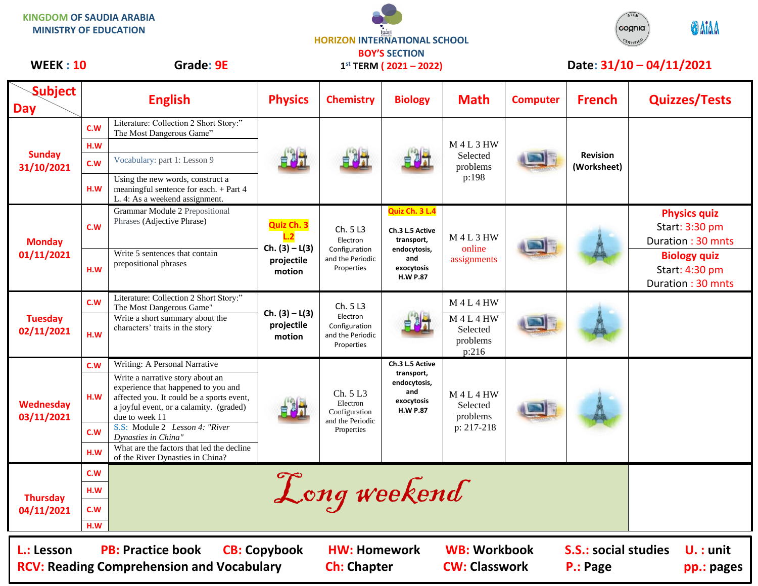KINGDOM OF SAUDIA ARABIA
MINISTRY OF EDUCATION

HORIZON INTERNATIONAL SCHOOL
BOY'S SECTION
1st TERM ( 2021 – 2022)

**WEEK : 10** **Grade: 9E** **Date: 31/10 – 04/11/2021**

| Subject / Day | | English | Physics | Chemistry | Biology | Math | Computer | French | Quizzes/Tests |
|---|---|---|---|---|---|---|---|---|---|
| **Sunday 31/10/2021** | C.W | Literature: Collection 2 Short Story:" The Most Dangerous Game" | | | | M 4 L 3 HW Selected problems p:198 | | **Revision (Worksheet)** | |
| | H.W | | | | | | | | |
| | C.W | Vocabulary: part 1: Lesson 9 | | | | | | | |
| | H.W | Using the new words, construct a meaningful sentence for each. + Part 4 L. 4: As a weekend assignment. | | | | | | | |
| **Monday 01/11/2021** | C.W | Grammar Module 2 Prepositional Phrases (Adjective Phrase) | **Quiz Ch. 3 L.2** **Ch. (3) – L(3) projectile motion** | Ch. 5 L3 Electron Configuration and the Periodic Properties | **Quiz Ch. 3 L.4** **Ch.3 L.5 Active transport, endocytosis, and exocytosis H.W P.87** | M 4 L 3 HW online assignments | | | **Physics quiz** Start: 3:30 pm Duration : 30 mnts |
| | H.W | Write 5 sentences that contain prepositional phrases | | | | | | | **Biology quiz** Start: 4:30 pm Duration : 30 mnts |
| **Tuesday 02/11/2021** | C.W | Literature: Collection 2 Short Story:" The Most Dangerous Game" | **Ch. (3) – L(3) projectile motion** | Ch. 5 L3 Electron Configuration and the Periodic Properties | | M 4 L 4 HW | | | |
| | H.W | Write a short summary about the characters' traits in the story | | | | M 4 L 4 HW Selected problems p:216 | | | |
| **Wednesday 03/11/2021** | C.W | Writing: A Personal Narrative | | Ch. 5 L3 Electron Configuration and the Periodic Properties | **Ch.3 L.5 Active transport, endocytosis, and exocytosis H.W P.87** | M 4 L 4 HW Selected problems p: 217-218 | | | |
| | H.W | Write a narrative story about an experience that happened to you and affected you. It could be a sports event, a joyful event, or a calamity. (graded) due to week 11 | | | | | | | |
| | C.W | S.S: Module 2 *Lesson 4: "River Dynasties in China"* | | | | | | | |
| | H.W | What are the factors that led the decline of the River Dynasties in China? | | | | | | | |
| **Thursday 04/11/2021** | C.W | *Long weekend* | | | | | | | |
| | H.W | | | | | | | | |
| | C.W | | | | | | | | |
| | H.W | | | | | | | | |

**L.: Lesson** **PB: Practice book** **CB: Copybook** **HW: Homework** **WB: Workbook** **S.S.: social studies** **U. : unit**
**RCV: Reading Comprehension and Vocabulary** **Ch: Chapter** **CW: Classwork** **P.: Page** **pp.: pages**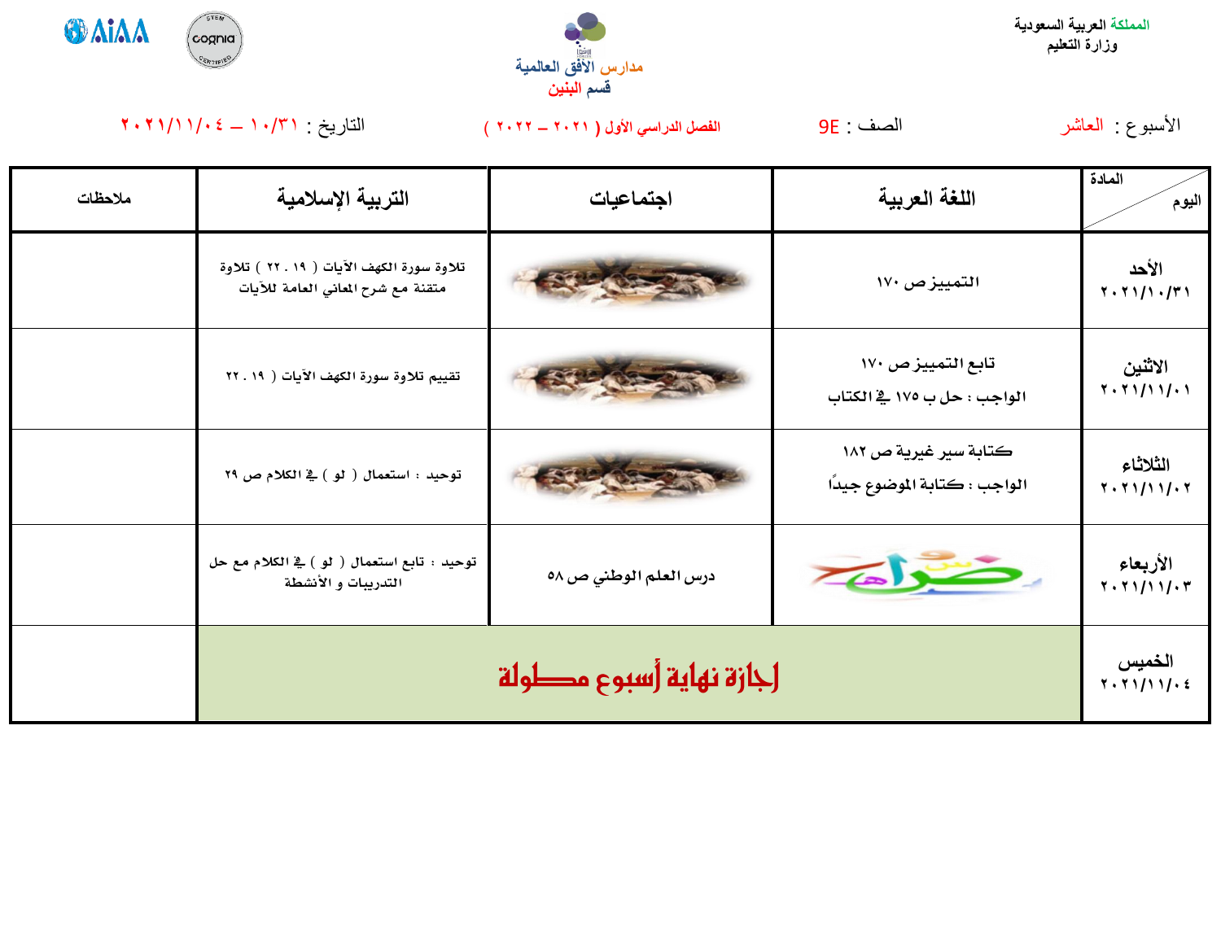المملكة العربية السعودية
وزارة التعليم

مدارس الأفق العالمية
قسم البنين

الأسبوع : العاشر　　الصف : 9E　　الفصل الدراسي الأول ( ٢٠٢١ – ٢٠٢٢ )　　التاريخ : ١٠/٣١ – ٢٠٢١/١١/٠٤

| المادة / اليوم | اللغة العربية | اجتماعيات | التربية الإسلامية | ملاحظات |
| --- | --- | --- | --- | --- |
| الأحد ٢٠٢١/١٠/٣١ | التمييز ص ١٧٠ | | تلاوة سورة الكهف الآيات ( ١٩ . ٢٢ ) تلاوة متقنة مع شرح المعاني العامة للآيات | |
| الاثنين ٢٠٢١/١١/٠١ | تابع التمييز ص ١٧٠<br>الواجب : حل ١٧٥ ب في الكتاب | | تقييم تلاوة سورة الكهف الآيات ( ١٩ . ٢٢ | |
| الثلاثاء ٢٠٢١/١١/٠٢ | كتابة سير غيرية ص ١٨٢<br>الواجب : كتابة الموضوع جيداً | | توحيد : استعمال ( لو ) في الكلام ص ٢٩ | |
| الأربعاء ٢٠٢١/١١/٠٣ | | درس العلم الوطني ص ٥٨ | توحيد : تابع استعمال ( لو ) في الكلام مع حل التدريبات و الأنشطة | |
| الخميس ٢٠٢١/١١/٠٤ | إجازة نهاية أسبوع مطولة | | | |